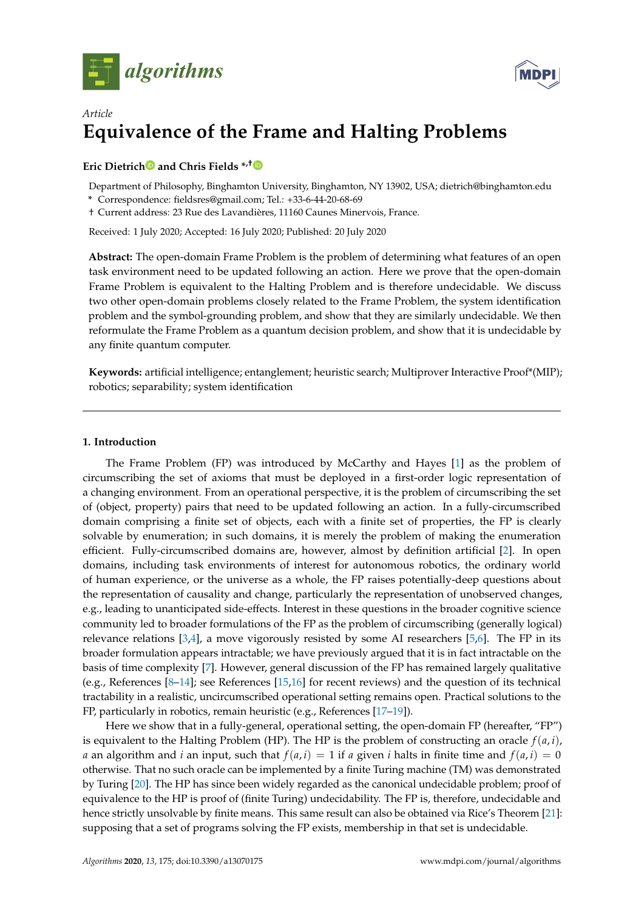*Article*

# Equivalence of the Frame and Halting Problems

**Eric Dietrich and Chris Fields \*,†**

Department of Philosophy, Binghamton University, Binghamton, NY 13902, USA; dietrich@binghamton.edu
\* Correspondence: fieldsres@gmail.com; Tel.: +33-6-44-20-68-69
† Current address: 23 Rue des Lavandières, 11160 Caunes Minervois, France.

Received: 1 July 2020; Accepted: 16 July 2020; Published: 20 July 2020

**Abstract:** The open-domain Frame Problem is the problem of determining what features of an open task environment need to be updated following an action. Here we prove that the open-domain Frame Problem is equivalent to the Halting Problem and is therefore undecidable. We discuss two other open-domain problems closely related to the Frame Problem, the system identification problem and the symbol-grounding problem, and show that they are similarly undecidable. We then reformulate the Frame Problem as a quantum decision problem, and show that it is undecidable by any finite quantum computer.

**Keywords:** artificial intelligence; entanglement; heuristic search; Multiprover Interactive Proof*(MIP); robotics; separability; system identification

## 1. Introduction

The Frame Problem (FP) was introduced by McCarthy and Hayes [1] as the problem of circumscribing the set of axioms that must be deployed in a first-order logic representation of a changing environment. From an operational perspective, it is the problem of circumscribing the set of (object, property) pairs that need to be updated following an action. In a fully-circumscribed domain comprising a finite set of objects, each with a finite set of properties, the FP is clearly solvable by enumeration; in such domains, it is merely the problem of making the enumeration efficient. Fully-circumscribed domains are, however, almost by definition artificial [2]. In open domains, including task environments of interest for autonomous robotics, the ordinary world of human experience, or the universe as a whole, the FP raises potentially-deep questions about the representation of causality and change, particularly the representation of unobserved changes, e.g., leading to unanticipated side-effects. Interest in these questions in the broader cognitive science community led to broader formulations of the FP as the problem of circumscribing (generally logical) relevance relations [3,4], a move vigorously resisted by some AI researchers [5,6]. The FP in its broader formulation appears intractable; we have previously argued that it is in fact intractable on the basis of time complexity [7]. However, general discussion of the FP has remained largely qualitative (e.g., References [8–14]; see References [15,16] for recent reviews) and the question of its technical tractability in a realistic, uncircumscribed operational setting remains open. Practical solutions to the FP, particularly in robotics, remain heuristic (e.g., References [17–19]).

Here we show that in a fully-general, operational setting, the open-domain FP (hereafter, "FP") is equivalent to the Halting Problem (HP). The HP is the problem of constructing an oracle $f(a, i)$, $a$ an algorithm and $i$ an input, such that $f(a, i) = 1$ if $a$ given $i$ halts in finite time and $f(a, i) = 0$ otherwise. That no such oracle can be implemented by a finite Turing machine (TM) was demonstrated by Turing [20]. The HP has since been widely regarded as the canonical undecidable problem; proof of equivalence to the HP is proof of (finite Turing) undecidability. The FP is, therefore, undecidable and hence strictly unsolvable by finite means. This same result can also be obtained via Rice's Theorem [21]: supposing that a set of programs solving the FP exists, membership in that set is undecidable.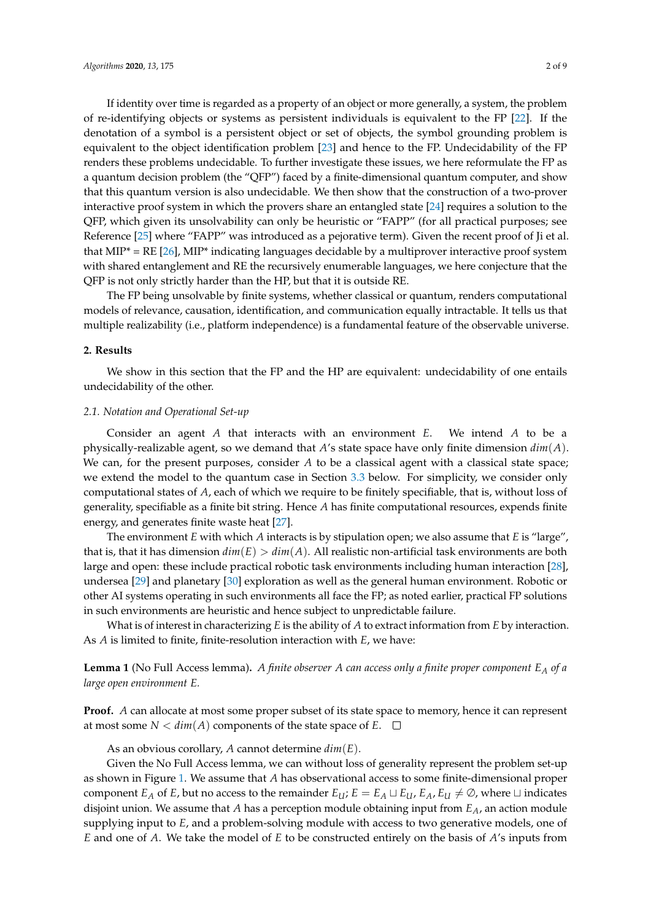If identity over time is regarded as a property of an object or more generally, a system, the problem of re-identifying objects or systems as persistent individuals is equivalent to the FP [22]. If the denotation of a symbol is a persistent object or set of objects, the symbol grounding problem is equivalent to the object identification problem [23] and hence to the FP. Undecidability of the FP renders these problems undecidable. To further investigate these issues, we here reformulate the FP as a quantum decision problem (the "QFP") faced by a finite-dimensional quantum computer, and show that this quantum version is also undecidable. We then show that the construction of a two-prover interactive proof system in which the provers share an entangled state [24] requires a solution to the QFP, which given its unsolvability can only be heuristic or "FAPP" (for all practical purposes; see Reference [25] where "FAPP" was introduced as a pejorative term). Given the recent proof of Ji et al. that MIP* = RE [26], MIP* indicating languages decidable by a multiprover interactive proof system with shared entanglement and RE the recursively enumerable languages, we here conjecture that the QFP is not only strictly harder than the HP, but that it is outside RE.

The FP being unsolvable by finite systems, whether classical or quantum, renders computational models of relevance, causation, identification, and communication equally intractable. It tells us that multiple realizability (i.e., platform independence) is a fundamental feature of the observable universe.

## 2. Results

We show in this section that the FP and the HP are equivalent: undecidability of one entails undecidability of the other.

### *2.1. Notation and Operational Set-up*

Consider an agent $A$ that interacts with an environment $E$. We intend $A$ to be a physically-realizable agent, so we demand that $A$'s state space have only finite dimension $dim(A)$. We can, for the present purposes, consider $A$ to be a classical agent with a classical state space; we extend the model to the quantum case in Section 3.3 below. For simplicity, we consider only computational states of $A$, each of which we require to be finitely specifiable, that is, without loss of generality, specifiable as a finite bit string. Hence $A$ has finite computational resources, expends finite energy, and generates finite waste heat [27].

The environment $E$ with which $A$ interacts is by stipulation open; we also assume that $E$ is "large", that is, that it has dimension $dim(E) > dim(A)$. All realistic non-artificial task environments are both large and open: these include practical robotic task environments including human interaction [28], undersea [29] and planetary [30] exploration as well as the general human environment. Robotic or other AI systems operating in such environments all face the FP; as noted earlier, practical FP solutions in such environments are heuristic and hence subject to unpredictable failure.

What is of interest in characterizing $E$ is the ability of $A$ to extract information from $E$ by interaction. As $A$ is limited to finite, finite-resolution interaction with $E$, we have:

**Lemma 1** (No Full Access lemma)**.** *A finite observer $A$ can access only a finite proper component $E_A$ of a large open environment $E$.*

**Proof.** $A$ can allocate at most some proper subset of its state space to memory, hence it can represent at most some $N < dim(A)$ components of the state space of $E$. □

As an obvious corollary, $A$ cannot determine $dim(E)$.

Given the No Full Access lemma, we can without loss of generality represent the problem set-up as shown in Figure 1. We assume that $A$ has observational access to some finite-dimensional proper component $E_A$ of $E$, but no access to the remainder $E_U$; $E = E_A \sqcup E_U$, $E_A, E_U \neq \emptyset$, where $\sqcup$ indicates disjoint union. We assume that $A$ has a perception module obtaining input from $E_A$, an action module supplying input to $E$, and a problem-solving module with access to two generative models, one of $E$ and one of $A$. We take the model of $E$ to be constructed entirely on the basis of $A$'s inputs from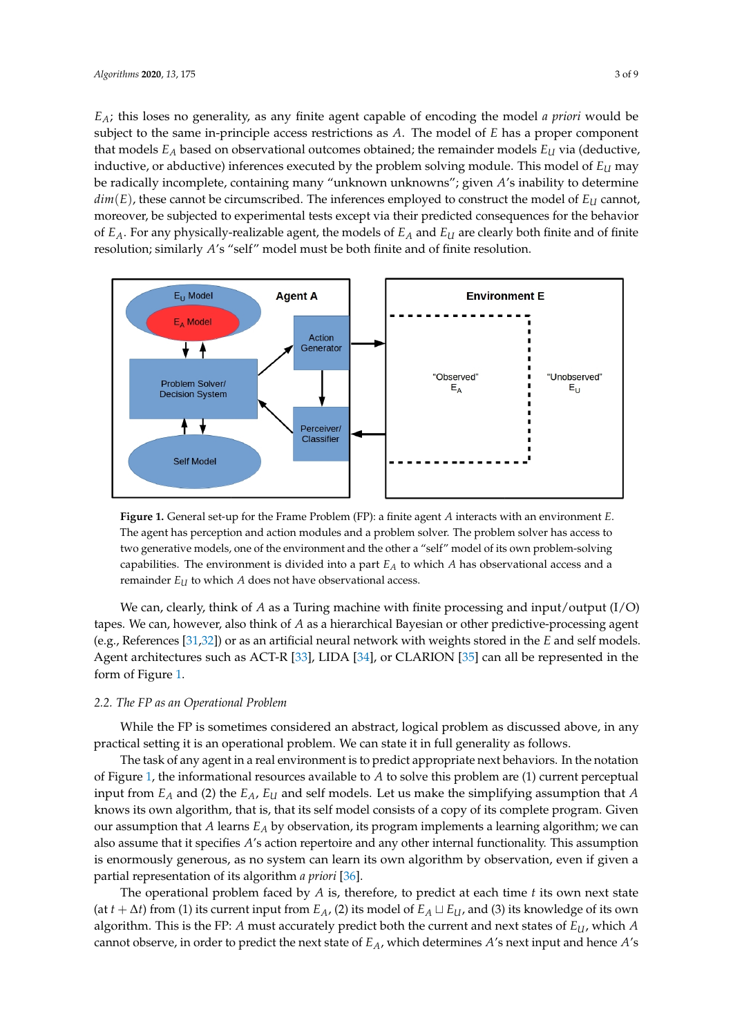$E_A$; this loses no generality, as any finite agent capable of encoding the model *a priori* would be subject to the same in-principle access restrictions as $A$. The model of $E$ has a proper component that models $E_A$ based on observational outcomes obtained; the remainder models $E_U$ via (deductive, inductive, or abductive) inferences executed by the problem solving module. This model of $E_U$ may be radically incomplete, containing many "unknown unknowns"; given $A$'s inability to determine $dim(E)$, these cannot be circumscribed. The inferences employed to construct the model of $E_U$ cannot, moreover, be subjected to experimental tests except via their predicted consequences for the behavior of $E_A$. For any physically-realizable agent, the models of $E_A$ and $E_U$ are clearly both finite and of finite resolution; similarly $A$'s "self" model must be both finite and of finite resolution.

**Figure 1.** General set-up for the Frame Problem (FP): a finite agent $A$ interacts with an environment $E$. The agent has perception and action modules and a problem solver. The problem solver has access to two generative models, one of the environment and the other a "self" model of its own problem-solving capabilities. The environment is divided into a part $E_A$ to which $A$ has observational access and a remainder $E_U$ to which $A$ does not have observational access.

We can, clearly, think of $A$ as a Turing machine with finite processing and input/output (I/O) tapes. We can, however, also think of $A$ as a hierarchical Bayesian or other predictive-processing agent (e.g., References [31,32]) or as an artificial neural network with weights stored in the $E$ and self models. Agent architectures such as ACT-R [33], LIDA [34], or CLARION [35] can all be represented in the form of Figure 1.

### 2.2. The FP as an Operational Problem

While the FP is sometimes considered an abstract, logical problem as discussed above, in any practical setting it is an operational problem. We can state it in full generality as follows.

The task of any agent in a real environment is to predict appropriate next behaviors. In the notation of Figure 1, the informational resources available to $A$ to solve this problem are (1) current perceptual input from $E_A$ and (2) the $E_A$, $E_U$ and self models. Let us make the simplifying assumption that $A$ knows its own algorithm, that is, that its self model consists of a copy of its complete program. Given our assumption that $A$ learns $E_A$ by observation, its program implements a learning algorithm; we can also assume that it specifies $A$'s action repertoire and any other internal functionality. This assumption is enormously generous, as no system can learn its own algorithm by observation, even if given a partial representation of its algorithm *a priori* [36].

The operational problem faced by $A$ is, therefore, to predict at each time $t$ its own next state (at $t + \Delta t$) from (1) its current input from $E_A$, (2) its model of $E_A \sqcup E_U$, and (3) its knowledge of its own algorithm. This is the FP: $A$ must accurately predict both the current and next states of $E_U$, which $A$ cannot observe, in order to predict the next state of $E_A$, which determines $A$'s next input and hence $A$'s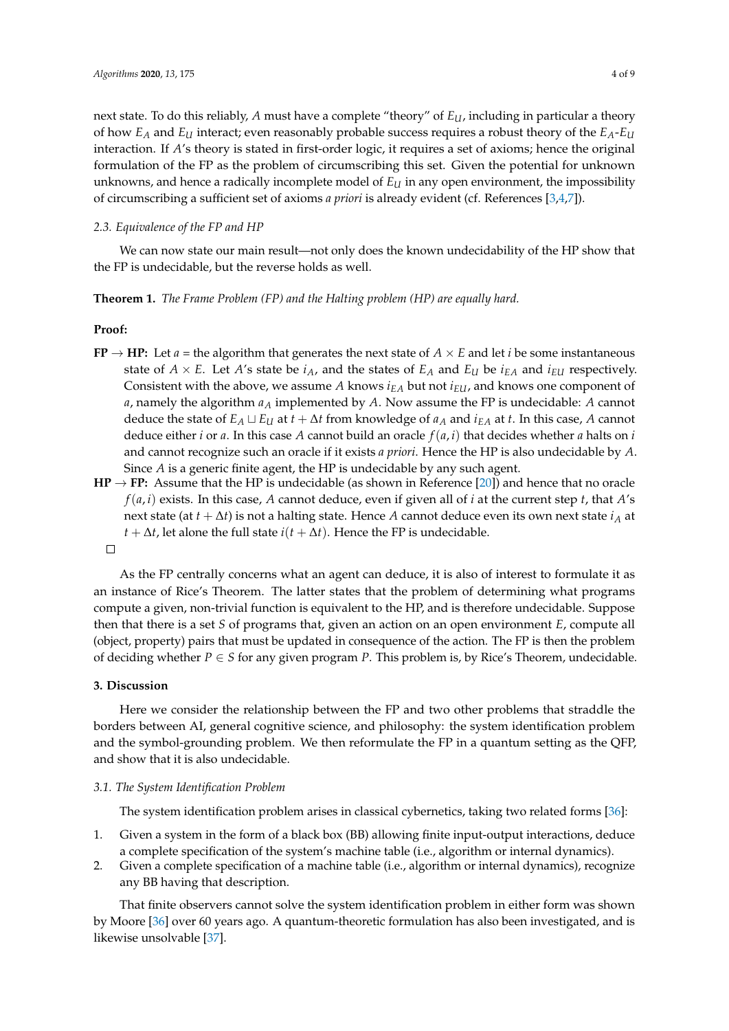next state. To do this reliably, $A$ must have a complete "theory" of $E_U$, including in particular a theory of how $E_A$ and $E_U$ interact; even reasonably probable success requires a robust theory of the $E_A$-$E_U$ interaction. If $A$'s theory is stated in first-order logic, it requires a set of axioms; hence the original formulation of the FP as the problem of circumscribing this set. Given the potential for unknown unknowns, and hence a radically incomplete model of $E_U$ in any open environment, the impossibility of circumscribing a sufficient set of axioms *a priori* is already evident (cf. References [3,4,7]).

### 2.3. Equivalence of the FP and HP

We can now state our main result—not only does the known undecidability of the HP show that the FP is undecidable, but the reverse holds as well.

**Theorem 1.** *The Frame Problem (FP) and the Halting problem (HP) are equally hard.*

**Proof:**

**FP → HP:** Let $a$ = the algorithm that generates the next state of $A \times E$ and let $i$ be some instantaneous state of $A \times E$. Let $A$'s state be $i_A$, and the states of $E_A$ and $E_U$ be $i_{EA}$ and $i_{EU}$ respectively. Consistent with the above, we assume $A$ knows $i_{EA}$ but not $i_{EU}$, and knows one component of $a$, namely the algorithm $a_A$ implemented by $A$. Now assume the FP is undecidable: $A$ cannot deduce the state of $E_A \sqcup E_U$ at $t + \Delta t$ from knowledge of $a_A$ and $i_{EA}$ at $t$. In this case, $A$ cannot deduce either $i$ or $a$. In this case $A$ cannot build an oracle $f(a, i)$ that decides whether $a$ halts on $i$ and cannot recognize such an oracle if it exists *a priori*. Hence the HP is also undecidable by $A$. Since $A$ is a generic finite agent, the HP is undecidable by any such agent.

**HP → FP:** Assume that the HP is undecidable (as shown in Reference [20]) and hence that no oracle $f(a, i)$ exists. In this case, $A$ cannot deduce, even if given all of $i$ at the current step $t$, that $A$'s next state (at $t + \Delta t$) is not a halting state. Hence $A$ cannot deduce even its own next state $i_A$ at $t + \Delta t$, let alone the full state $i(t + \Delta t)$. Hence the FP is undecidable.

□

As the FP centrally concerns what an agent can deduce, it is also of interest to formulate it as an instance of Rice's Theorem. The latter states that the problem of determining what programs compute a given, non-trivial function is equivalent to the HP, and is therefore undecidable. Suppose then that there is a set $S$ of programs that, given an action on an open environment $E$, compute all (object, property) pairs that must be updated in consequence of the action. The FP is then the problem of deciding whether $P \in S$ for any given program $P$. This problem is, by Rice's Theorem, undecidable.

## 3. Discussion

Here we consider the relationship between the FP and two other problems that straddle the borders between AI, general cognitive science, and philosophy: the system identification problem and the symbol-grounding problem. We then reformulate the FP in a quantum setting as the QFP, and show that it is also undecidable.

### 3.1. The System Identification Problem

The system identification problem arises in classical cybernetics, taking two related forms [36]:

1. Given a system in the form of a black box (BB) allowing finite input-output interactions, deduce a complete specification of the system's machine table (i.e., algorithm or internal dynamics).
2. Given a complete specification of a machine table (i.e., algorithm or internal dynamics), recognize any BB having that description.

That finite observers cannot solve the system identification problem in either form was shown by Moore [36] over 60 years ago. A quantum-theoretic formulation has also been investigated, and is likewise unsolvable [37].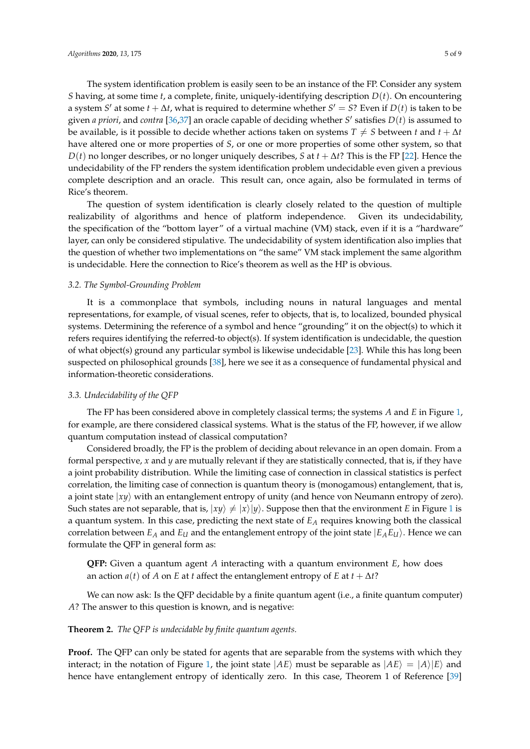The system identification problem is easily seen to be an instance of the FP. Consider any system $S$ having, at some time $t$, a complete, finite, uniquely-identifying description $D(t)$. On encountering a system $S'$ at some $t + \Delta t$, what is required to determine whether $S' = S$? Even if $D(t)$ is taken to be given *a priori*, and *contra* [36,37] an oracle capable of deciding whether $S'$ satisfies $D(t)$ is assumed to be available, is it possible to decide whether actions taken on systems $T \neq S$ between $t$ and $t + \Delta t$ have altered one or more properties of $S$, or one or more properties of some other system, so that $D(t)$ no longer describes, or no longer uniquely describes, $S$ at $t + \Delta t$? This is the FP [22]. Hence the undecidability of the FP renders the system identification problem undecidable even given a previous complete description and an oracle. This result can, once again, also be formulated in terms of Rice's theorem.

The question of system identification is clearly closely related to the question of multiple realizability of algorithms and hence of platform independence. Given its undecidability, the specification of the "bottom layer" of a virtual machine (VM) stack, even if it is a "hardware" layer, can only be considered stipulative. The undecidability of system identification also implies that the question of whether two implementations on "the same" VM stack implement the same algorithm is undecidable. Here the connection to Rice's theorem as well as the HP is obvious.

### 3.2. The Symbol-Grounding Problem

It is a commonplace that symbols, including nouns in natural languages and mental representations, for example, of visual scenes, refer to objects, that is, to localized, bounded physical systems. Determining the reference of a symbol and hence "grounding" it on the object(s) to which it refers requires identifying the referred-to object(s). If system identification is undecidable, the question of what object(s) ground any particular symbol is likewise undecidable [23]. While this has long been suspected on philosophical grounds [38], here we see it as a consequence of fundamental physical and information-theoretic considerations.

### 3.3. Undecidability of the QFP

The FP has been considered above in completely classical terms; the systems $A$ and $E$ in Figure 1, for example, are there considered classical systems. What is the status of the FP, however, if we allow quantum computation instead of classical computation?

Considered broadly, the FP is the problem of deciding about relevance in an open domain. From a formal perspective, $x$ and $y$ are mutually relevant if they are statistically connected, that is, if they have a joint probability distribution. While the limiting case of connection in classical statistics is perfect correlation, the limiting case of connection is quantum theory is (monogamous) entanglement, that is, a joint state $|xy\rangle$ with an entanglement entropy of unity (and hence von Neumann entropy of zero). Such states are not separable, that is, $|xy\rangle \neq |x\rangle|y\rangle$. Suppose then that the environment $E$ in Figure 1 is a quantum system. In this case, predicting the next state of $E_A$ requires knowing both the classical correlation between $E_A$ and $E_U$ and the entanglement entropy of the joint state $|E_A E_U\rangle$. Hence we can formulate the QFP in general form as:

> **QFP:** Given a quantum agent $A$ interacting with a quantum environment $E$, how does an action $a(t)$ of $A$ on $E$ at $t$ affect the entanglement entropy of $E$ at $t + \Delta t$?

We can now ask: Is the QFP decidable by a finite quantum agent (i.e., a finite quantum computer) $A$? The answer to this question is known, and is negative:

**Theorem 2.** *The QFP is undecidable by finite quantum agents.*

**Proof.** The QFP can only be stated for agents that are separable from the systems with which they interact; in the notation of Figure 1, the joint state $|AE\rangle$ must be separable as $|AE\rangle = |A\rangle|E\rangle$ and hence have entanglement entropy of identically zero. In this case, Theorem 1 of Reference [39]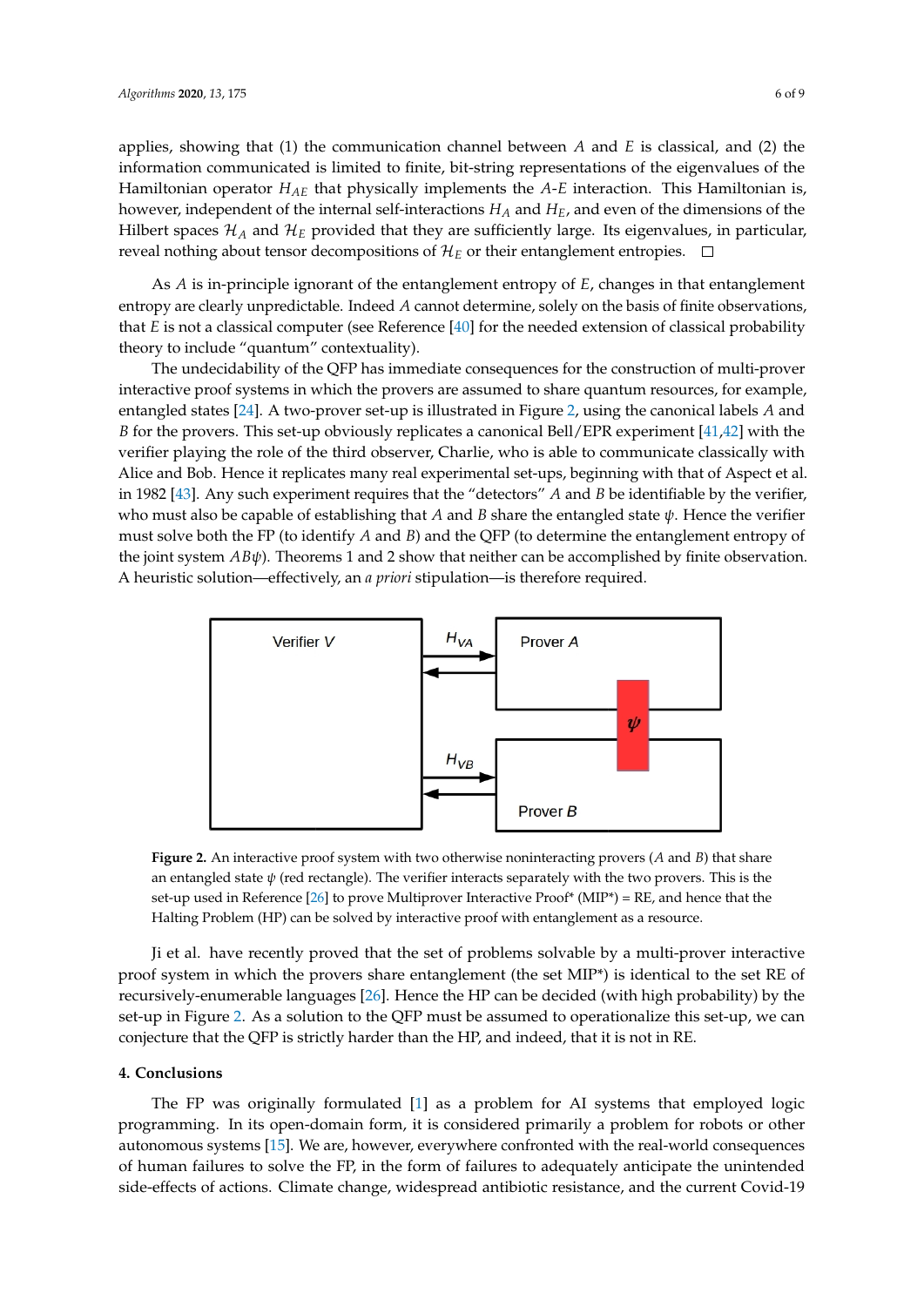applies, showing that (1) the communication channel between $A$ and $E$ is classical, and (2) the information communicated is limited to finite, bit-string representations of the eigenvalues of the Hamiltonian operator $H_{AE}$ that physically implements the $A$-$E$ interaction. This Hamiltonian is, however, independent of the internal self-interactions $H_A$ and $H_E$, and even of the dimensions of the Hilbert spaces $\mathcal{H}_A$ and $\mathcal{H}_E$ provided that they are sufficiently large. Its eigenvalues, in particular, reveal nothing about tensor decompositions of $\mathcal{H}_E$ or their entanglement entropies. □

As $A$ is in-principle ignorant of the entanglement entropy of $E$, changes in that entanglement entropy are clearly unpredictable. Indeed $A$ cannot determine, solely on the basis of finite observations, that $E$ is not a classical computer (see Reference [40] for the needed extension of classical probability theory to include "quantum" contextuality).

The undecidability of the QFP has immediate consequences for the construction of multi-prover interactive proof systems in which the provers are assumed to share quantum resources, for example, entangled states [24]. A two-prover set-up is illustrated in Figure 2, using the canonical labels $A$ and $B$ for the provers. This set-up obviously replicates a canonical Bell/EPR experiment [41,42] with the verifier playing the role of the third observer, Charlie, who is able to communicate classically with Alice and Bob. Hence it replicates many real experimental set-ups, beginning with that of Aspect et al. in 1982 [43]. Any such experiment requires that the "detectors" $A$ and $B$ be identifiable by the verifier, who must also be capable of establishing that $A$ and $B$ share the entangled state $\psi$. Hence the verifier must solve both the FP (to identify $A$ and $B$) and the QFP (to determine the entanglement entropy of the joint system $AB\psi$). Theorems 1 and 2 show that neither can be accomplished by finite observation. A heuristic solution—effectively, an *a priori* stipulation—is therefore required.

**Figure 2.** An interactive proof system with two otherwise noninteracting provers ($A$ and $B$) that share an entangled state $\psi$ (red rectangle). The verifier interacts separately with the two provers. This is the set-up used in Reference [26] to prove Multiprover Interactive Proof* (MIP*) = RE, and hence that the Halting Problem (HP) can be solved by interactive proof with entanglement as a resource.

Ji et al. have recently proved that the set of problems solvable by a multi-prover interactive proof system in which the provers share entanglement (the set MIP*) is identical to the set RE of recursively-enumerable languages [26]. Hence the HP can be decided (with high probability) by the set-up in Figure 2. As a solution to the QFP must be assumed to operationalize this set-up, we can conjecture that the QFP is strictly harder than the HP, and indeed, that it is not in RE.

## 4. Conclusions

The FP was originally formulated [1] as a problem for AI systems that employed logic programming. In its open-domain form, it is considered primarily a problem for robots or other autonomous systems [15]. We are, however, everywhere confronted with the real-world consequences of human failures to solve the FP, in the form of failures to adequately anticipate the unintended side-effects of actions. Climate change, widespread antibiotic resistance, and the current Covid-19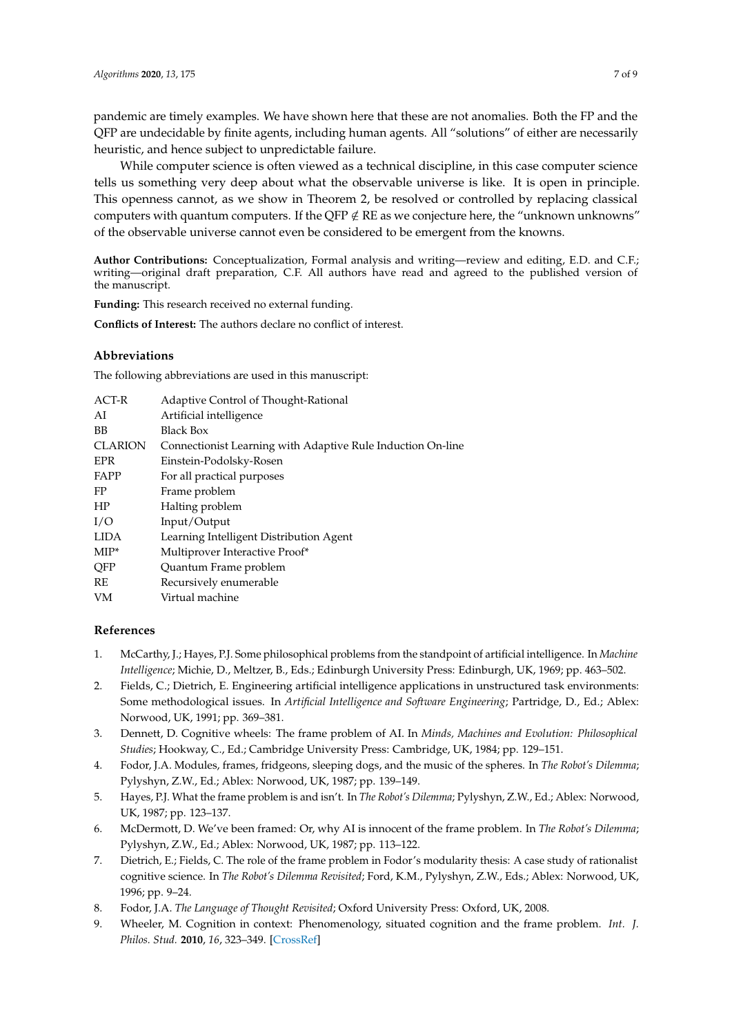pandemic are timely examples. We have shown here that these are not anomalies. Both the FP and the QFP are undecidable by finite agents, including human agents. All "solutions" of either are necessarily heuristic, and hence subject to unpredictable failure.

While computer science is often viewed as a technical discipline, in this case computer science tells us something very deep about what the observable universe is like. It is open in principle. This openness cannot, as we show in Theorem 2, be resolved or controlled by replacing classical computers with quantum computers. If the QFP $\notin$ RE as we conjecture here, the "unknown unknowns" of the observable universe cannot even be considered to be emergent from the knowns.

**Author Contributions:** Conceptualization, Formal analysis and writing—review and editing, E.D. and C.F.; writing—original draft preparation, C.F. All authors have read and agreed to the published version of the manuscript.

**Funding:** This research received no external funding.

**Conflicts of Interest:** The authors declare no conflict of interest.

## Abbreviations

The following abbreviations are used in this manuscript:

| | |
|---|---|
| ACT-R | Adaptive Control of Thought-Rational |
| AI | Artificial intelligence |
| BB | Black Box |
| CLARION | Connectionist Learning with Adaptive Rule Induction On-line |
| EPR | Einstein-Podolsky-Rosen |
| FAPP | For all practical purposes |
| FP | Frame problem |
| HP | Halting problem |
| I/O | Input/Output |
| LIDA | Learning Intelligent Distribution Agent |
| MIP* | Multiprover Interactive Proof* |
| QFP | Quantum Frame problem |
| RE | Recursively enumerable |
| VM | Virtual machine |

## References

1. McCarthy, J.; Hayes, P.J. Some philosophical problems from the standpoint of artificial intelligence. In *Machine Intelligence*; Michie, D., Meltzer, B., Eds.; Edinburgh University Press: Edinburgh, UK, 1969; pp. 463–502.
2. Fields, C.; Dietrich, E. Engineering artificial intelligence applications in unstructured task environments: Some methodological issues. In *Artificial Intelligence and Software Engineering*; Partridge, D., Ed.; Ablex: Norwood, UK, 1991; pp. 369–381.
3. Dennett, D. Cognitive wheels: The frame problem of AI. In *Minds, Machines and Evolution: Philosophical Studies*; Hookway, C., Ed.; Cambridge University Press: Cambridge, UK, 1984; pp. 129–151.
4. Fodor, J.A. Modules, frames, fridgeons, sleeping dogs, and the music of the spheres. In *The Robot's Dilemma*; Pylyshyn, Z.W., Ed.; Ablex: Norwood, UK, 1987; pp. 139–149.
5. Hayes, P.J. What the frame problem is and isn't. In *The Robot's Dilemma*; Pylyshyn, Z.W., Ed.; Ablex: Norwood, UK, 1987; pp. 123–137.
6. McDermott, D. We've been framed: Or, why AI is innocent of the frame problem. In *The Robot's Dilemma*; Pylyshyn, Z.W., Ed.; Ablex: Norwood, UK, 1987; pp. 113–122.
7. Dietrich, E.; Fields, C. The role of the frame problem in Fodor's modularity thesis: A case study of rationalist cognitive science. In *The Robot's Dilemma Revisited*; Ford, K.M., Pylyshyn, Z.W., Eds.; Ablex: Norwood, UK, 1996; pp. 9–24.
8. Fodor, J.A. *The Language of Thought Revisited*; Oxford University Press: Oxford, UK, 2008.
9. Wheeler, M. Cognition in context: Phenomenology, situated cognition and the frame problem. *Int. J. Philos. Stud.* **2010**, *16*, 323–349. [CrossRef]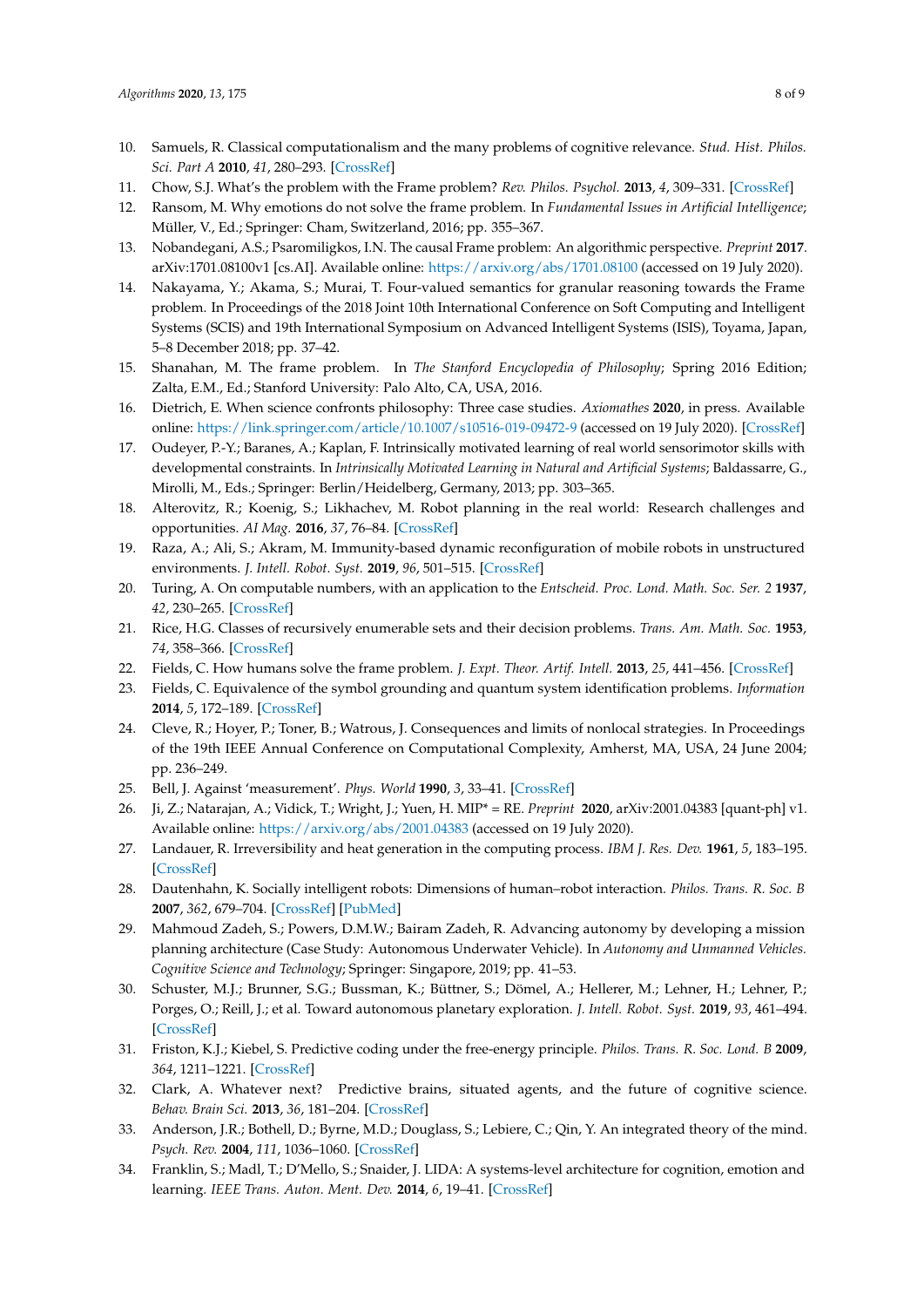10. Samuels, R. Classical computationalism and the many problems of cognitive relevance. *Stud. Hist. Philos. Sci. Part A* **2010**, *41*, 280–293. [CrossRef]
11. Chow, S.J. What's the problem with the Frame problem? *Rev. Philos. Psychol.* **2013**, *4*, 309–331. [CrossRef]
12. Ransom, M. Why emotions do not solve the frame problem. In *Fundamental Issues in Artificial Intelligence*; Müller, V., Ed.; Springer: Cham, Switzerland, 2016; pp. 355–367.
13. Nobandegani, A.S.; Psaromiligkos, I.N. The causal Frame problem: An algorithmic perspective. *Preprint* **2017**. arXiv:1701.08100v1 [cs.AI]. Available online: https://arxiv.org/abs/1701.08100 (accessed on 19 July 2020).
14. Nakayama, Y.; Akama, S.; Murai, T. Four-valued semantics for granular reasoning towards the Frame problem. In Proceedings of the 2018 Joint 10th International Conference on Soft Computing and Intelligent Systems (SCIS) and 19th International Symposium on Advanced Intelligent Systems (ISIS), Toyama, Japan, 5–8 December 2018; pp. 37–42.
15. Shanahan, M. The frame problem. In *The Stanford Encyclopedia of Philosophy*; Spring 2016 Edition; Zalta, E.M., Ed.; Stanford University: Palo Alto, CA, USA, 2016.
16. Dietrich, E. When science confronts philosophy: Three case studies. *Axiomathes* **2020**, in press. Available online: https://link.springer.com/article/10.1007/s10516-019-09472-9 (accessed on 19 July 2020). [CrossRef]
17. Oudeyer, P.-Y.; Baranes, A.; Kaplan, F. Intrinsically motivated learning of real world sensorimotor skills with developmental constraints. In *Intrinsically Motivated Learning in Natural and Artificial Systems*; Baldassarre, G., Mirolli, M., Eds.; Springer: Berlin/Heidelberg, Germany, 2013; pp. 303–365.
18. Alterovitz, R.; Koenig, S.; Likhachev, M. Robot planning in the real world: Research challenges and opportunities. *AI Mag.* **2016**, *37*, 76–84. [CrossRef]
19. Raza, A.; Ali, S.; Akram, M. Immunity-based dynamic reconfiguration of mobile robots in unstructured environments. *J. Intell. Robot. Syst.* **2019**, *96*, 501–515. [CrossRef]
20. Turing, A. On computable numbers, with an application to the *Entscheid. Proc. Lond. Math. Soc. Ser. 2* **1937**, *42*, 230–265. [CrossRef]
21. Rice, H.G. Classes of recursively enumerable sets and their decision problems. *Trans. Am. Math. Soc.* **1953**, *74*, 358–366. [CrossRef]
22. Fields, C. How humans solve the frame problem. *J. Expt. Theor. Artif. Intell.* **2013**, *25*, 441–456. [CrossRef]
23. Fields, C. Equivalence of the symbol grounding and quantum system identification problems. *Information* **2014**, *5*, 172–189. [CrossRef]
24. Cleve, R.; Hoyer, P.; Toner, B.; Watrous, J. Consequences and limits of nonlocal strategies. In Proceedings of the 19th IEEE Annual Conference on Computational Complexity, Amherst, MA, USA, 24 June 2004; pp. 236–249.
25. Bell, J. Against 'measurement'. *Phys. World* **1990**, *3*, 33–41. [CrossRef]
26. Ji, Z.; Natarajan, A.; Vidick, T.; Wright, J.; Yuen, H. MIP* = RE. *Preprint* **2020**, arXiv:2001.04383 [quant-ph] v1. Available online: https://arxiv.org/abs/2001.04383 (accessed on 19 July 2020).
27. Landauer, R. Irreversibility and heat generation in the computing process. *IBM J. Res. Dev.* **1961**, *5*, 183–195. [CrossRef]
28. Dautenhahn, K. Socially intelligent robots: Dimensions of human–robot interaction. *Philos. Trans. R. Soc. B* **2007**, *362*, 679–704. [CrossRef] [PubMed]
29. Mahmoud Zadeh, S.; Powers, D.M.W.; Bairam Zadeh, R. Advancing autonomy by developing a mission planning architecture (Case Study: Autonomous Underwater Vehicle). In *Autonomy and Unmanned Vehicles. Cognitive Science and Technology*; Springer: Singapore, 2019; pp. 41–53.
30. Schuster, M.J.; Brunner, S.G.; Bussman, K.; Büttner, S.; Dömel, A.; Hellerer, M.; Lehner, H.; Lehner, P.; Porges, O.; Reill, J.; et al. Toward autonomous planetary exploration. *J. Intell. Robot. Syst.* **2019**, *93*, 461–494. [CrossRef]
31. Friston, K.J.; Kiebel, S. Predictive coding under the free-energy principle. *Philos. Trans. R. Soc. Lond. B* **2009**, *364*, 1211–1221. [CrossRef]
32. Clark, A. Whatever next? Predictive brains, situated agents, and the future of cognitive science. *Behav. Brain Sci.* **2013**, *36*, 181–204. [CrossRef]
33. Anderson, J.R.; Bothell, D.; Byrne, M.D.; Douglass, S.; Lebiere, C.; Qin, Y. An integrated theory of the mind. *Psych. Rev.* **2004**, *111*, 1036–1060. [CrossRef]
34. Franklin, S.; Madl, T.; D'Mello, S.; Snaider, J. LIDA: A systems-level architecture for cognition, emotion and learning. *IEEE Trans. Auton. Ment. Dev.* **2014**, *6*, 19–41. [CrossRef]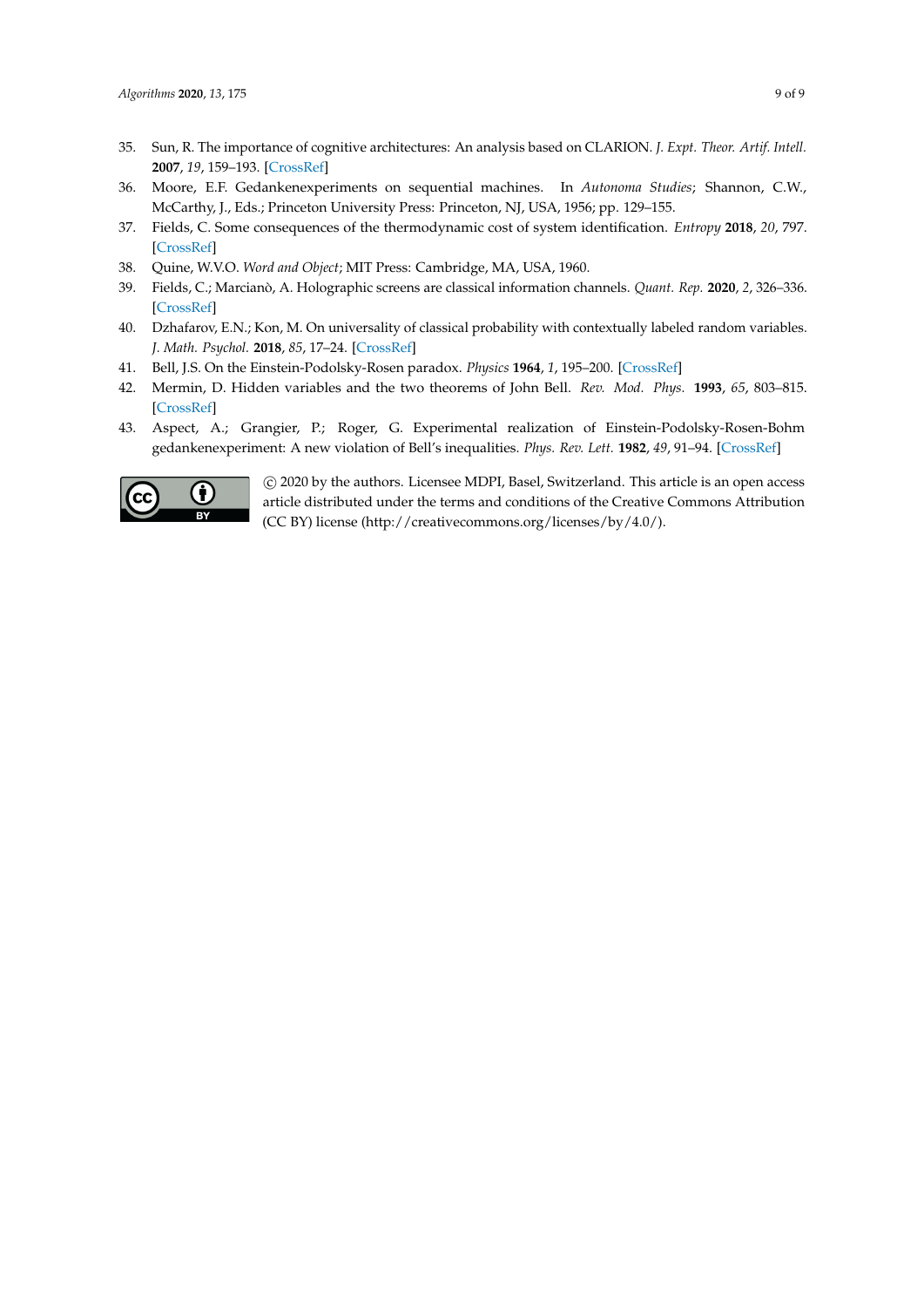35. Sun, R. The importance of cognitive architectures: An analysis based on CLARION. *J. Expt. Theor. Artif. Intell.* **2007**, *19*, 159–193. [CrossRef]
36. Moore, E.F. Gedankenexperiments on sequential machines. In *Autonoma Studies*; Shannon, C.W., McCarthy, J., Eds.; Princeton University Press: Princeton, NJ, USA, 1956; pp. 129–155.
37. Fields, C. Some consequences of the thermodynamic cost of system identification. *Entropy* **2018**, *20*, 797. [CrossRef]
38. Quine, W.V.O. *Word and Object*; MIT Press: Cambridge, MA, USA, 1960.
39. Fields, C.; Marcianò, A. Holographic screens are classical information channels. *Quant. Rep.* **2020**, *2*, 326–336. [CrossRef]
40. Dzhafarov, E.N.; Kon, M. On universality of classical probability with contextually labeled random variables. *J. Math. Psychol.* **2018**, *85*, 17–24. [CrossRef]
41. Bell, J.S. On the Einstein-Podolsky-Rosen paradox. *Physics* **1964**, *1*, 195–200. [CrossRef]
42. Mermin, D. Hidden variables and the two theorems of John Bell. *Rev. Mod. Phys.* **1993**, *65*, 803–815. [CrossRef]
43. Aspect, A.; Grangier, P.; Roger, G. Experimental realization of Einstein-Podolsky-Rosen-Bohm gedankenexperiment: A new violation of Bell's inequalities. *Phys. Rev. Lett.* **1982**, *49*, 91–94. [CrossRef]

© 2020 by the authors. Licensee MDPI, Basel, Switzerland. This article is an open access article distributed under the terms and conditions of the Creative Commons Attribution (CC BY) license (http://creativecommons.org/licenses/by/4.0/).